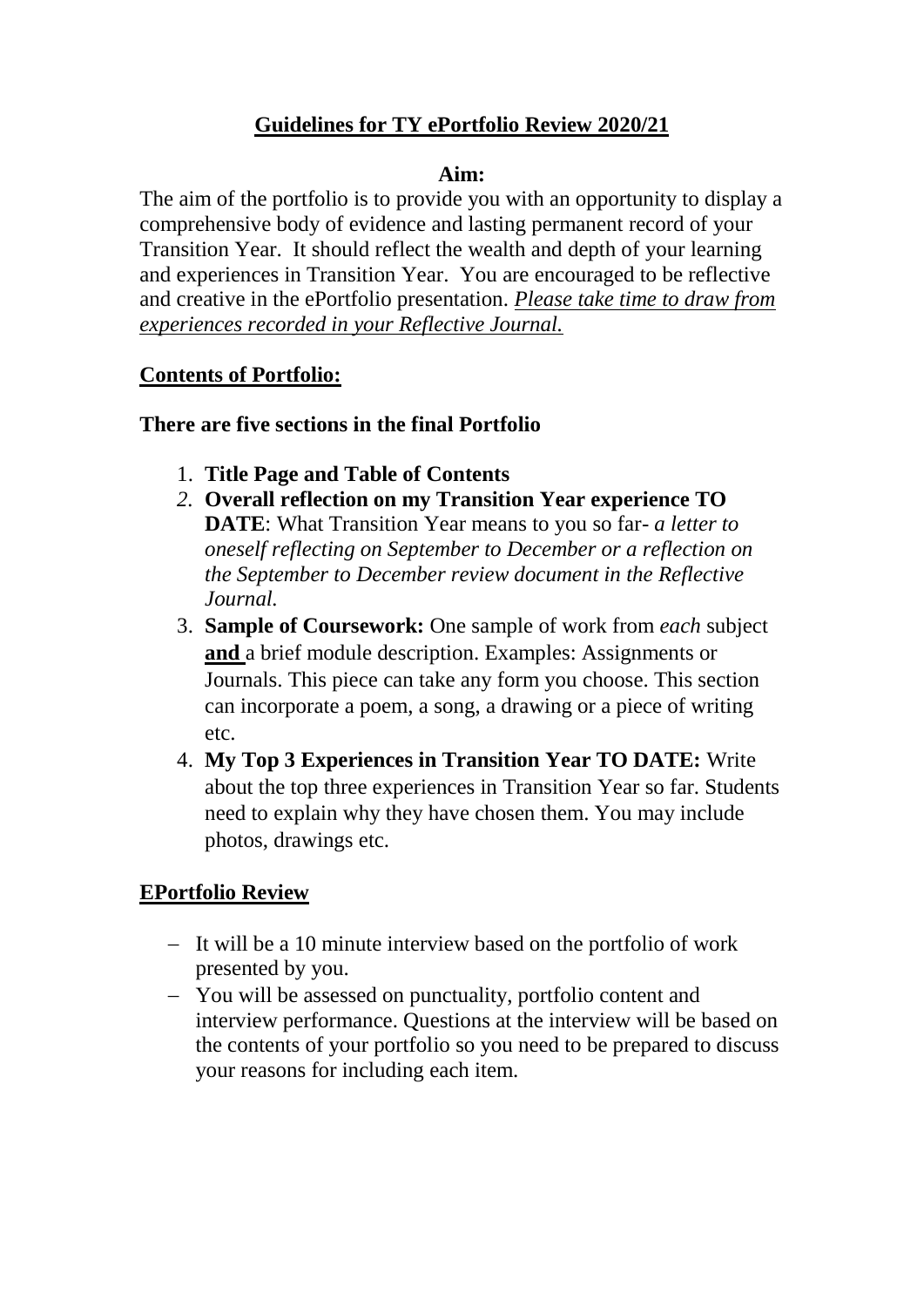# Guidelines for TY ePortfolio Review 2020/21

### Aim:

The aim of the portfolio is to provide you with an opportunity to display a comprehensive body of evidence and lasting permanent record of your Transition Year. It should reflect the wealth and depth of your learning and experiences in Transition Year. You are encouraged to be reflective and creative in the ePortfolio presentation. *Please take time to draw from experiences recorded in your Reflective Journal.*

## Contents of Portfolio:

**There are five sections in the final Portfolio**

1. **Title Page and Table of Contents**
2. **Overall reflection on my Transition Year experience TO DATE**: What Transition Year means to you so far- *a letter to oneself reflecting on September to December or a reflection on the September to December review document in the Reflective Journal.*
3. **Sample of Coursework:** One sample of work from *each* subject **and** a brief module description. Examples: Assignments or Journals. This piece can take any form you choose. This section can incorporate a poem, a song, a drawing or a piece of writing etc.
4. **My Top 3 Experiences in Transition Year TO DATE:** Write about the top three experiences in Transition Year so far. Students need to explain why they have chosen them. You may include photos, drawings etc.

## EPortfolio Review

- It will be a 10 minute interview based on the portfolio of work presented by you.
- You will be assessed on punctuality, portfolio content and interview performance. Questions at the interview will be based on the contents of your portfolio so you need to be prepared to discuss your reasons for including each item.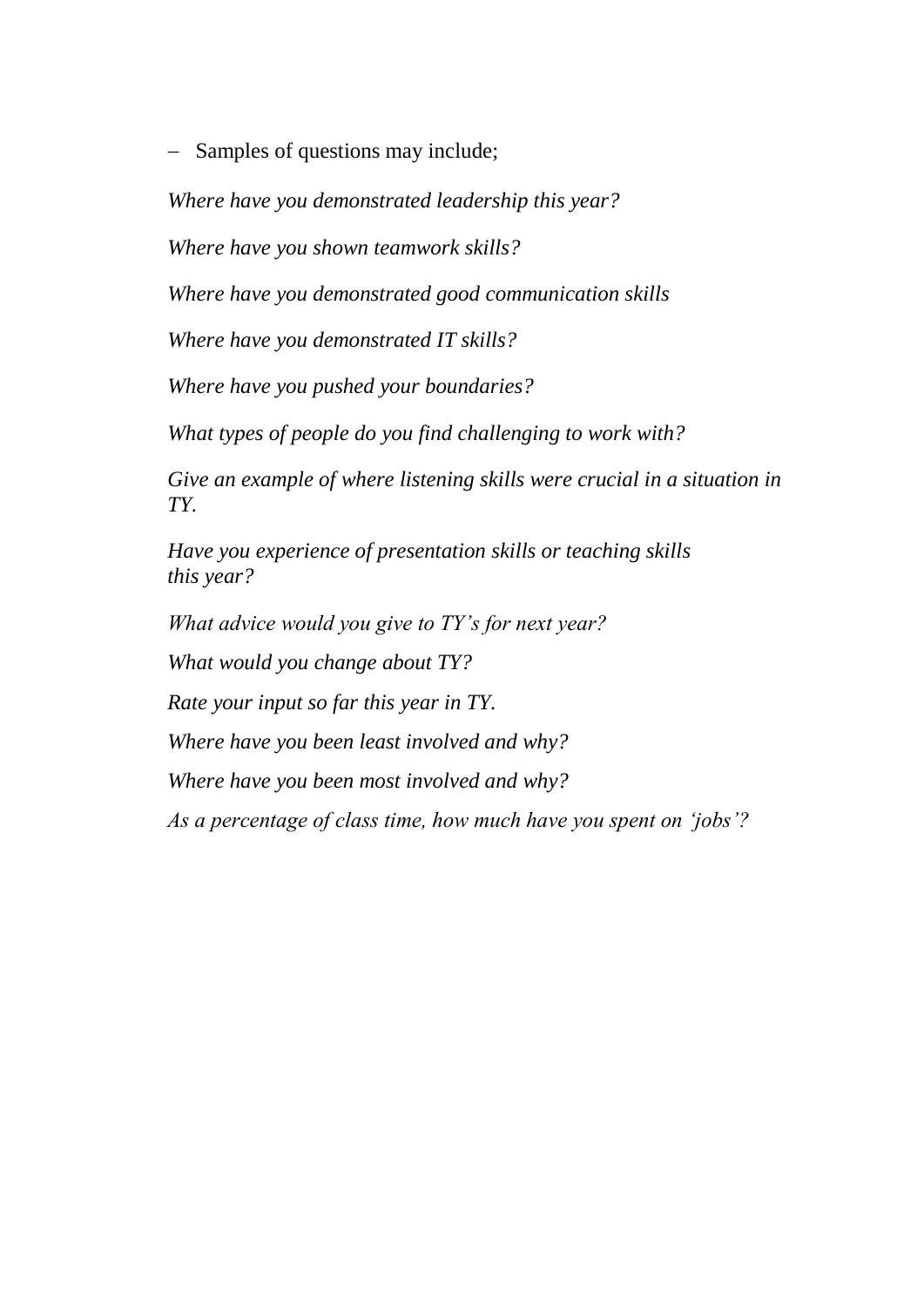- Samples of questions may include;

*Where have you demonstrated leadership this year?*

*Where have you shown teamwork skills?*

*Where have you demonstrated good communication skills*

*Where have you demonstrated IT skills?*

*Where have you pushed your boundaries?*

*What types of people do you find challenging to work with?*

*Give an example of where listening skills were crucial in a situation in TY.*

*Have you experience of presentation skills or teaching skills this year?*

*What advice would you give to TY's for next year?*

*What would you change about TY?*

*Rate your input so far this year in TY.*

*Where have you been least involved and why?*

*Where have you been most involved and why?*

*As a percentage of class time, how much have you spent on 'jobs'?*